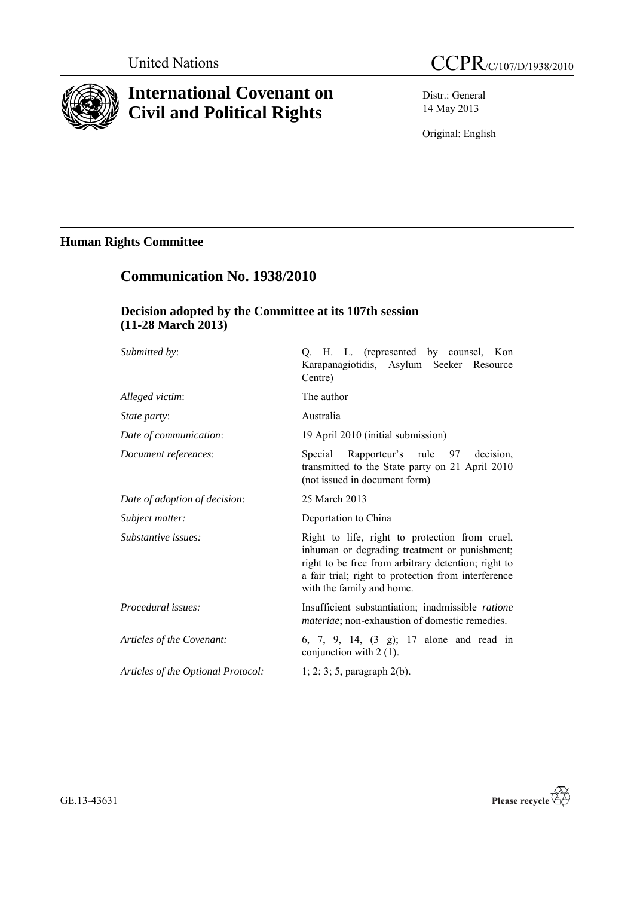United Nations

# CCPR/C/107/D/1938/2010

# International Covenant on Civil and Political Rights

Distr.: General
14 May 2013

Original: English

## Human Rights Committee

## Communication No. 1938/2010

### Decision adopted by the Committee at its 107th session (11-28 March 2013)

| | |
|---|---|
| *Submitted by*: | Q. H. L. (represented by counsel, Kon Karapanagiotidis, Asylum Seeker Resource Centre) |
| *Alleged victim*: | The author |
| *State party*: | Australia |
| *Date of communication*: | 19 April 2010 (initial submission) |
| *Document references*: | Special Rapporteur's rule 97 decision, transmitted to the State party on 21 April 2010 (not issued in document form) |
| *Date of adoption of decision*: | 25 March 2013 |
| *Subject matter:* | Deportation to China |
| *Substantive issues:* | Right to life, right to protection from cruel, inhuman or degrading treatment or punishment; right to be free from arbitrary detention; right to a fair trial; right to protection from interference with the family and home. |
| *Procedural issues:* | Insufficient substantiation; inadmissible *ratione materiae*; non-exhaustion of domestic remedies. |
| *Articles of the Covenant:* | 6, 7, 9, 14, (3 g); 17 alone and read in conjunction with 2 (1). |
| *Articles of the Optional Protocol:* | 1; 2; 3; 5, paragraph 2(b). |

GE.13-43631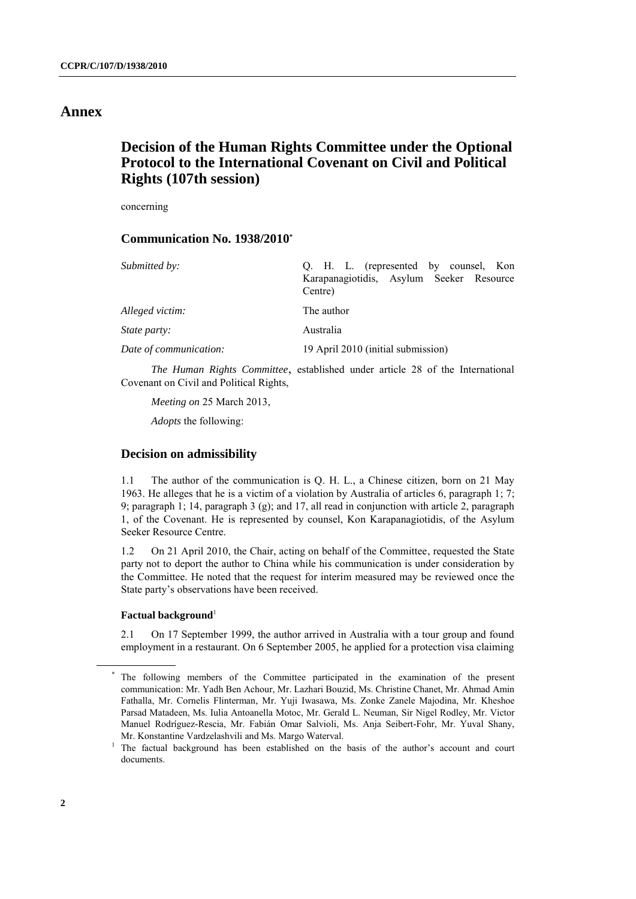# Annex

## Decision of the Human Rights Committee under the Optional Protocol to the International Covenant on Civil and Political Rights (107th session)

concerning

### Communication No. 1938/2010*

| | |
|---|---|
| *Submitted by:* | Q. H. L. (represented by counsel, Kon Karapanagiotidis, Asylum Seeker Resource Centre) |
| *Alleged victim:* | The author |
| *State party:* | Australia |
| *Date of communication:* | 19 April 2010 (initial submission) |

*The Human Rights Committee*, established under article 28 of the International Covenant on Civil and Political Rights,

*Meeting on* 25 March 2013,

*Adopts* the following:

### Decision on admissibility

1.1 The author of the communication is Q. H. L., a Chinese citizen, born on 21 May 1963. He alleges that he is a victim of a violation by Australia of articles 6, paragraph 1; 7; 9; paragraph 1; 14, paragraph 3 (g); and 17, all read in conjunction with article 2, paragraph 1, of the Covenant. He is represented by counsel, Kon Karapanagiotidis, of the Asylum Seeker Resource Centre.

1.2 On 21 April 2010, the Chair, acting on behalf of the Committee, requested the State party not to deport the author to China while his communication is under consideration by the Committee. He noted that the request for interim measured may be reviewed once the State party's observations have been received.

#### Factual background[1]

2.1 On 17 September 1999, the author arrived in Australia with a tour group and found employment in a restaurant. On 6 September 2005, he applied for a protection visa claiming

---

\* The following members of the Committee participated in the examination of the present communication: Mr. Yadh Ben Achour, Mr. Lazhari Bouzid, Ms. Christine Chanet, Mr. Ahmad Amin Fathalla, Mr. Cornelis Flinterman, Mr. Yuji Iwasawa, Ms. Zonke Zanele Majodina, Mr. Kheshoe Parsad Matadeen, Ms. Iulia Antoanella Motoc, Mr. Gerald L. Neuman, Sir Nigel Rodley, Mr. Victor Manuel Rodríguez-Rescia, Mr. Fabián Omar Salvioli, Ms. Anja Seibert-Fohr, Mr. Yuval Shany, Mr. Konstantine Vardzelashvili and Ms. Margo Waterval.

[1] The factual background has been established on the basis of the author's account and court documents.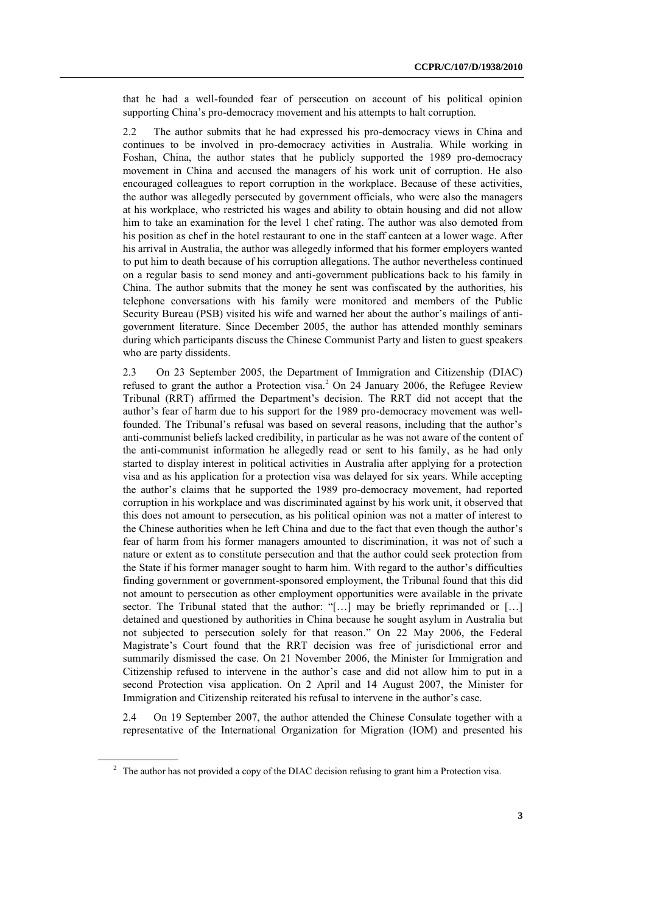that he had a well-founded fear of persecution on account of his political opinion supporting China's pro-democracy movement and his attempts to halt corruption.

2.2 The author submits that he had expressed his pro-democracy views in China and continues to be involved in pro-democracy activities in Australia. While working in Foshan, China, the author states that he publicly supported the 1989 pro-democracy movement in China and accused the managers of his work unit of corruption. He also encouraged colleagues to report corruption in the workplace. Because of these activities, the author was allegedly persecuted by government officials, who were also the managers at his workplace, who restricted his wages and ability to obtain housing and did not allow him to take an examination for the level 1 chef rating. The author was also demoted from his position as chef in the hotel restaurant to one in the staff canteen at a lower wage. After his arrival in Australia, the author was allegedly informed that his former employers wanted to put him to death because of his corruption allegations. The author nevertheless continued on a regular basis to send money and anti-government publications back to his family in China. The author submits that the money he sent was confiscated by the authorities, his telephone conversations with his family were monitored and members of the Public Security Bureau (PSB) visited his wife and warned her about the author's mailings of anti-government literature. Since December 2005, the author has attended monthly seminars during which participants discuss the Chinese Communist Party and listen to guest speakers who are party dissidents.

2.3 On 23 September 2005, the Department of Immigration and Citizenship (DIAC) refused to grant the author a Protection visa.[2] On 24 January 2006, the Refugee Review Tribunal (RRT) affirmed the Department's decision. The RRT did not accept that the author's fear of harm due to his support for the 1989 pro-democracy movement was well-founded. The Tribunal's refusal was based on several reasons, including that the author's anti-communist beliefs lacked credibility, in particular as he was not aware of the content of the anti-communist information he allegedly read or sent to his family, as he had only started to display interest in political activities in Australia after applying for a protection visa and as his application for a protection visa was delayed for six years. While accepting the author's claims that he supported the 1989 pro-democracy movement, had reported corruption in his workplace and was discriminated against by his work unit, it observed that this does not amount to persecution, as his political opinion was not a matter of interest to the Chinese authorities when he left China and due to the fact that even though the author's fear of harm from his former managers amounted to discrimination, it was not of such a nature or extent as to constitute persecution and that the author could seek protection from the State if his former manager sought to harm him. With regard to the author's difficulties finding government or government-sponsored employment, the Tribunal found that this did not amount to persecution as other employment opportunities were available in the private sector. The Tribunal stated that the author: "[…] may be briefly reprimanded or […] detained and questioned by authorities in China because he sought asylum in Australia but not subjected to persecution solely for that reason." On 22 May 2006, the Federal Magistrate's Court found that the RRT decision was free of jurisdictional error and summarily dismissed the case. On 21 November 2006, the Minister for Immigration and Citizenship refused to intervene in the author's case and did not allow him to put in a second Protection visa application. On 2 April and 14 August 2007, the Minister for Immigration and Citizenship reiterated his refusal to intervene in the author's case.

2.4 On 19 September 2007, the author attended the Chinese Consulate together with a representative of the International Organization for Migration (IOM) and presented his

[2] The author has not provided a copy of the DIAC decision refusing to grant him a Protection visa.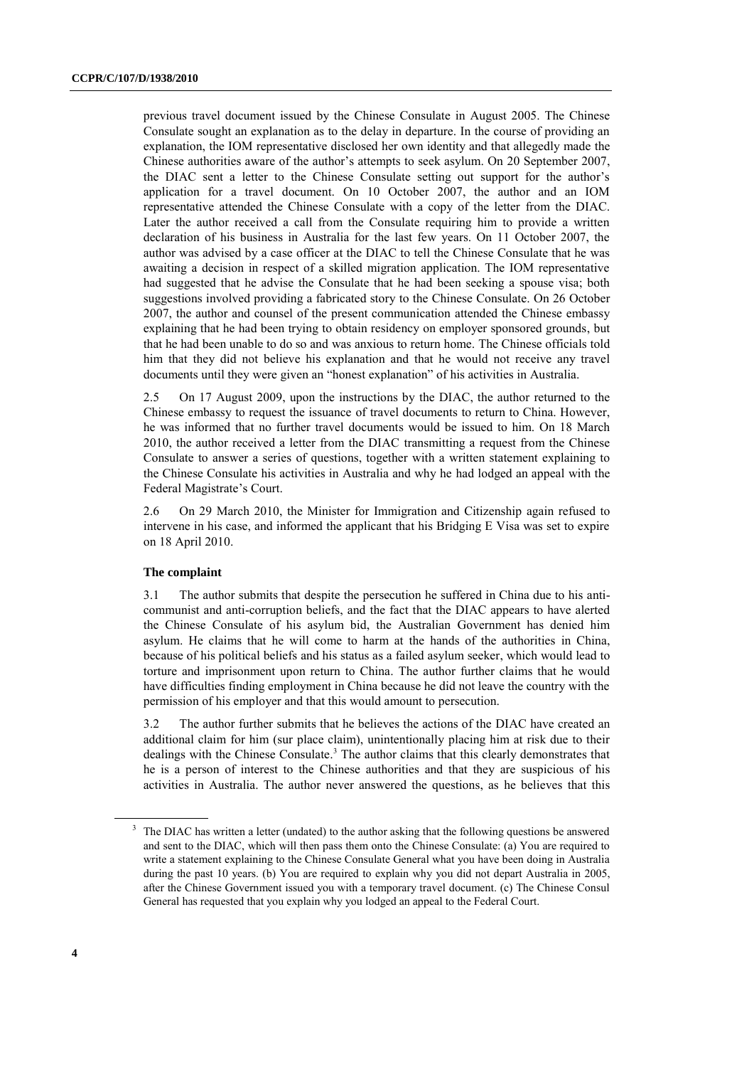previous travel document issued by the Chinese Consulate in August 2005. The Chinese Consulate sought an explanation as to the delay in departure. In the course of providing an explanation, the IOM representative disclosed her own identity and that allegedly made the Chinese authorities aware of the author's attempts to seek asylum. On 20 September 2007, the DIAC sent a letter to the Chinese Consulate setting out support for the author's application for a travel document. On 10 October 2007, the author and an IOM representative attended the Chinese Consulate with a copy of the letter from the DIAC. Later the author received a call from the Consulate requiring him to provide a written declaration of his business in Australia for the last few years. On 11 October 2007, the author was advised by a case officer at the DIAC to tell the Chinese Consulate that he was awaiting a decision in respect of a skilled migration application. The IOM representative had suggested that he advise the Consulate that he had been seeking a spouse visa; both suggestions involved providing a fabricated story to the Chinese Consulate. On 26 October 2007, the author and counsel of the present communication attended the Chinese embassy explaining that he had been trying to obtain residency on employer sponsored grounds, but that he had been unable to do so and was anxious to return home. The Chinese officials told him that they did not believe his explanation and that he would not receive any travel documents until they were given an "honest explanation" of his activities in Australia.

2.5 On 17 August 2009, upon the instructions by the DIAC, the author returned to the Chinese embassy to request the issuance of travel documents to return to China. However, he was informed that no further travel documents would be issued to him. On 18 March 2010, the author received a letter from the DIAC transmitting a request from the Chinese Consulate to answer a series of questions, together with a written statement explaining to the Chinese Consulate his activities in Australia and why he had lodged an appeal with the Federal Magistrate's Court.

2.6 On 29 March 2010, the Minister for Immigration and Citizenship again refused to intervene in his case, and informed the applicant that his Bridging E Visa was set to expire on 18 April 2010.

**The complaint**

3.1 The author submits that despite the persecution he suffered in China due to his anti-communist and anti-corruption beliefs, and the fact that the DIAC appears to have alerted the Chinese Consulate of his asylum bid, the Australian Government has denied him asylum. He claims that he will come to harm at the hands of the authorities in China, because of his political beliefs and his status as a failed asylum seeker, which would lead to torture and imprisonment upon return to China. The author further claims that he would have difficulties finding employment in China because he did not leave the country with the permission of his employer and that this would amount to persecution.

3.2 The author further submits that he believes the actions of the DIAC have created an additional claim for him (sur place claim), unintentionally placing him at risk due to their dealings with the Chinese Consulate.[3] The author claims that this clearly demonstrates that he is a person of interest to the Chinese authorities and that they are suspicious of his activities in Australia. The author never answered the questions, as he believes that this

---

[3] The DIAC has written a letter (undated) to the author asking that the following questions be answered and sent to the DIAC, which will then pass them onto the Chinese Consulate: (a) You are required to write a statement explaining to the Chinese Consulate General what you have been doing in Australia during the past 10 years. (b) You are required to explain why you did not depart Australia in 2005, after the Chinese Government issued you with a temporary travel document. (c) The Chinese Consul General has requested that you explain why you lodged an appeal to the Federal Court.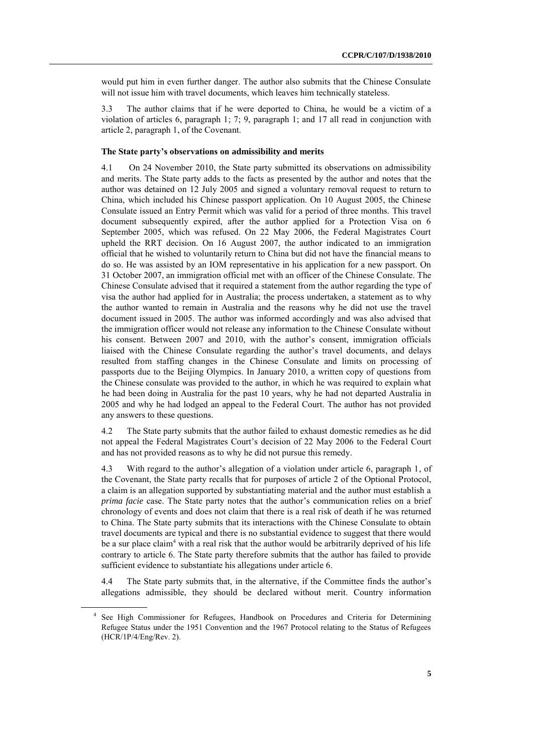would put him in even further danger. The author also submits that the Chinese Consulate will not issue him with travel documents, which leaves him technically stateless.

3.3 The author claims that if he were deported to China, he would be a victim of a violation of articles 6, paragraph 1; 7; 9, paragraph 1; and 17 all read in conjunction with article 2, paragraph 1, of the Covenant.

### The State party's observations on admissibility and merits

4.1 On 24 November 2010, the State party submitted its observations on admissibility and merits. The State party adds to the facts as presented by the author and notes that the author was detained on 12 July 2005 and signed a voluntary removal request to return to China, which included his Chinese passport application. On 10 August 2005, the Chinese Consulate issued an Entry Permit which was valid for a period of three months. This travel document subsequently expired, after the author applied for a Protection Visa on 6 September 2005, which was refused. On 22 May 2006, the Federal Magistrates Court upheld the RRT decision. On 16 August 2007, the author indicated to an immigration official that he wished to voluntarily return to China but did not have the financial means to do so. He was assisted by an IOM representative in his application for a new passport. On 31 October 2007, an immigration official met with an officer of the Chinese Consulate. The Chinese Consulate advised that it required a statement from the author regarding the type of visa the author had applied for in Australia; the process undertaken, a statement as to why the author wanted to remain in Australia and the reasons why he did not use the travel document issued in 2005. The author was informed accordingly and was also advised that the immigration officer would not release any information to the Chinese Consulate without his consent. Between 2007 and 2010, with the author's consent, immigration officials liaised with the Chinese Consulate regarding the author's travel documents, and delays resulted from staffing changes in the Chinese Consulate and limits on processing of passports due to the Beijing Olympics. In January 2010, a written copy of questions from the Chinese consulate was provided to the author, in which he was required to explain what he had been doing in Australia for the past 10 years, why he had not departed Australia in 2005 and why he had lodged an appeal to the Federal Court. The author has not provided any answers to these questions.

4.2 The State party submits that the author failed to exhaust domestic remedies as he did not appeal the Federal Magistrates Court's decision of 22 May 2006 to the Federal Court and has not provided reasons as to why he did not pursue this remedy.

4.3 With regard to the author's allegation of a violation under article 6, paragraph 1, of the Covenant, the State party recalls that for purposes of article 2 of the Optional Protocol, a claim is an allegation supported by substantiating material and the author must establish a *prima facie* case. The State party notes that the author's communication relies on a brief chronology of events and does not claim that there is a real risk of death if he was returned to China. The State party submits that its interactions with the Chinese Consulate to obtain travel documents are typical and there is no substantial evidence to suggest that there would be a sur place claim[4] with a real risk that the author would be arbitrarily deprived of his life contrary to article 6. The State party therefore submits that the author has failed to provide sufficient evidence to substantiate his allegations under article 6.

4.4 The State party submits that, in the alternative, if the Committee finds the author's allegations admissible, they should be declared without merit. Country information

---

[4] See High Commissioner for Refugees, Handbook on Procedures and Criteria for Determining Refugee Status under the 1951 Convention and the 1967 Protocol relating to the Status of Refugees (HCR/1P/4/Eng/Rev. 2).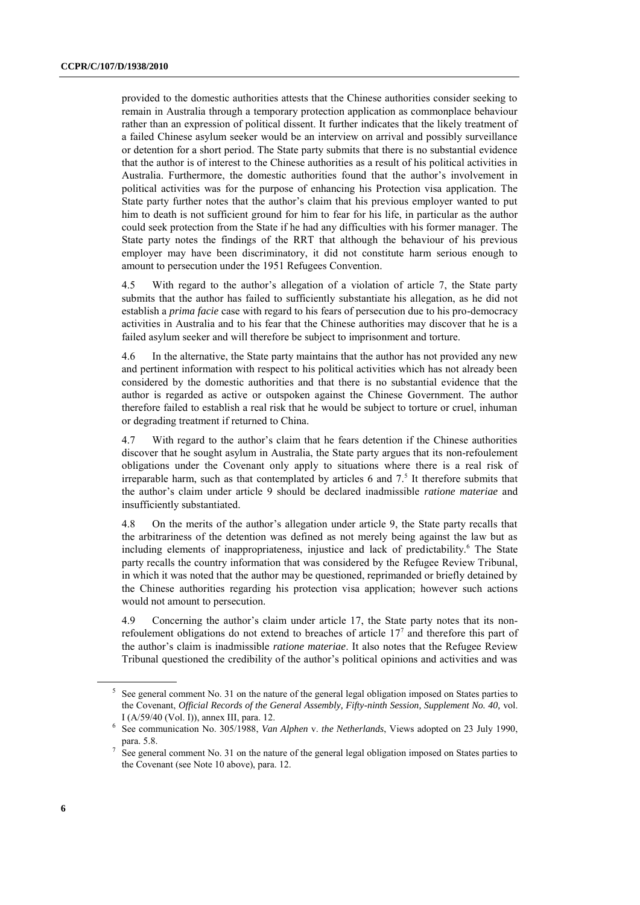provided to the domestic authorities attests that the Chinese authorities consider seeking to remain in Australia through a temporary protection application as commonplace behaviour rather than an expression of political dissent. It further indicates that the likely treatment of a failed Chinese asylum seeker would be an interview on arrival and possibly surveillance or detention for a short period. The State party submits that there is no substantial evidence that the author is of interest to the Chinese authorities as a result of his political activities in Australia. Furthermore, the domestic authorities found that the author's involvement in political activities was for the purpose of enhancing his Protection visa application. The State party further notes that the author's claim that his previous employer wanted to put him to death is not sufficient ground for him to fear for his life, in particular as the author could seek protection from the State if he had any difficulties with his former manager. The State party notes the findings of the RRT that although the behaviour of his previous employer may have been discriminatory, it did not constitute harm serious enough to amount to persecution under the 1951 Refugees Convention.

4.5 With regard to the author's allegation of a violation of article 7, the State party submits that the author has failed to sufficiently substantiate his allegation, as he did not establish a *prima facie* case with regard to his fears of persecution due to his pro-democracy activities in Australia and to his fear that the Chinese authorities may discover that he is a failed asylum seeker and will therefore be subject to imprisonment and torture.

4.6 In the alternative, the State party maintains that the author has not provided any new and pertinent information with respect to his political activities which has not already been considered by the domestic authorities and that there is no substantial evidence that the author is regarded as active or outspoken against the Chinese Government. The author therefore failed to establish a real risk that he would be subject to torture or cruel, inhuman or degrading treatment if returned to China.

4.7 With regard to the author's claim that he fears detention if the Chinese authorities discover that he sought asylum in Australia, the State party argues that its non-refoulement obligations under the Covenant only apply to situations where there is a real risk of irreparable harm, such as that contemplated by articles 6 and 7.[5] It therefore submits that the author's claim under article 9 should be declared inadmissible *ratione materiae* and insufficiently substantiated.

4.8 On the merits of the author's allegation under article 9, the State party recalls that the arbitrariness of the detention was defined as not merely being against the law but as including elements of inappropriateness, injustice and lack of predictability.[6] The State party recalls the country information that was considered by the Refugee Review Tribunal, in which it was noted that the author may be questioned, reprimanded or briefly detained by the Chinese authorities regarding his protection visa application; however such actions would not amount to persecution.

4.9 Concerning the author's claim under article 17, the State party notes that its non-refoulement obligations do not extend to breaches of article 17[7] and therefore this part of the author's claim is inadmissible *ratione materiae*. It also notes that the Refugee Review Tribunal questioned the credibility of the author's political opinions and activities and was

[5] See general comment No. 31 on the nature of the general legal obligation imposed on States parties to the Covenant, *Official Records of the General Assembly, Fifty-ninth Session, Supplement No. 40,* vol. I (A/59/40 (Vol. I)), annex III, para. 12.

[6] See communication No. 305/1988, *Van Alphen* v. *the Netherlands*, Views adopted on 23 July 1990, para. 5.8.

[7] See general comment No. 31 on the nature of the general legal obligation imposed on States parties to the Covenant (see Note 10 above), para. 12.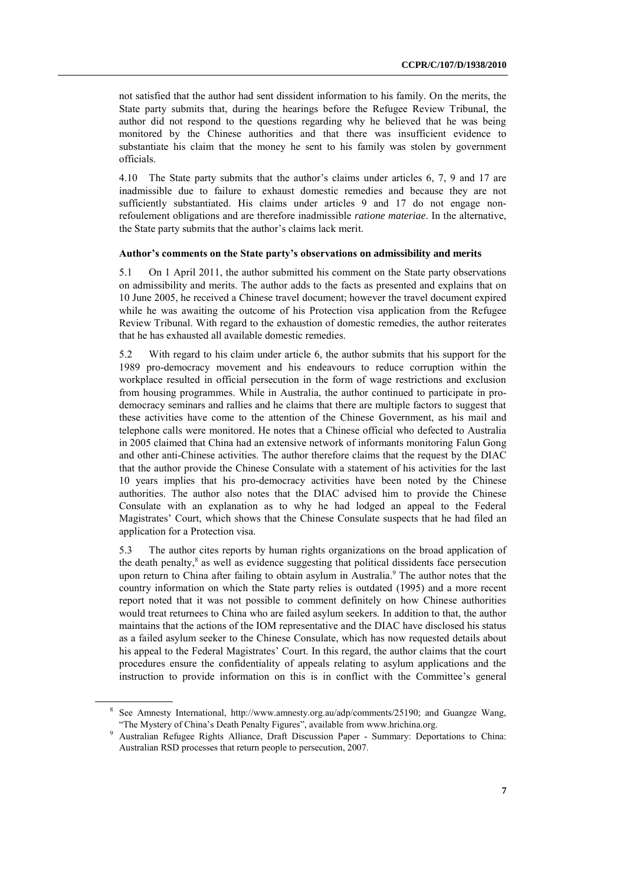not satisfied that the author had sent dissident information to his family. On the merits, the State party submits that, during the hearings before the Refugee Review Tribunal, the author did not respond to the questions regarding why he believed that he was being monitored by the Chinese authorities and that there was insufficient evidence to substantiate his claim that the money he sent to his family was stolen by government officials.

4.10 The State party submits that the author's claims under articles 6, 7, 9 and 17 are inadmissible due to failure to exhaust domestic remedies and because they are not sufficiently substantiated. His claims under articles 9 and 17 do not engage non-refoulement obligations and are therefore inadmissible *ratione materiae*. In the alternative, the State party submits that the author's claims lack merit.

### Author's comments on the State party's observations on admissibility and merits

5.1 On 1 April 2011, the author submitted his comment on the State party observations on admissibility and merits. The author adds to the facts as presented and explains that on 10 June 2005, he received a Chinese travel document; however the travel document expired while he was awaiting the outcome of his Protection visa application from the Refugee Review Tribunal. With regard to the exhaustion of domestic remedies, the author reiterates that he has exhausted all available domestic remedies.

5.2 With regard to his claim under article 6, the author submits that his support for the 1989 pro-democracy movement and his endeavours to reduce corruption within the workplace resulted in official persecution in the form of wage restrictions and exclusion from housing programmes. While in Australia, the author continued to participate in pro-democracy seminars and rallies and he claims that there are multiple factors to suggest that these activities have come to the attention of the Chinese Government, as his mail and telephone calls were monitored. He notes that a Chinese official who defected to Australia in 2005 claimed that China had an extensive network of informants monitoring Falun Gong and other anti-Chinese activities. The author therefore claims that the request by the DIAC that the author provide the Chinese Consulate with a statement of his activities for the last 10 years implies that his pro-democracy activities have been noted by the Chinese authorities. The author also notes that the DIAC advised him to provide the Chinese Consulate with an explanation as to why he had lodged an appeal to the Federal Magistrates' Court, which shows that the Chinese Consulate suspects that he had filed an application for a Protection visa.

5.3 The author cites reports by human rights organizations on the broad application of the death penalty,[8] as well as evidence suggesting that political dissidents face persecution upon return to China after failing to obtain asylum in Australia.[9] The author notes that the country information on which the State party relies is outdated (1995) and a more recent report noted that it was not possible to comment definitely on how Chinese authorities would treat returnees to China who are failed asylum seekers. In addition to that, the author maintains that the actions of the IOM representative and the DIAC have disclosed his status as a failed asylum seeker to the Chinese Consulate, which has now requested details about his appeal to the Federal Magistrates' Court. In this regard, the author claims that the court procedures ensure the confidentiality of appeals relating to asylum applications and the instruction to provide information on this is in conflict with the Committee's general

---

[8] See Amnesty International, http://www.amnesty.org.au/adp/comments/25190; and Guangze Wang, "The Mystery of China's Death Penalty Figures", available from www.hrichina.org.

[9] Australian Refugee Rights Alliance, Draft Discussion Paper - Summary: Deportations to China: Australian RSD processes that return people to persecution, 2007.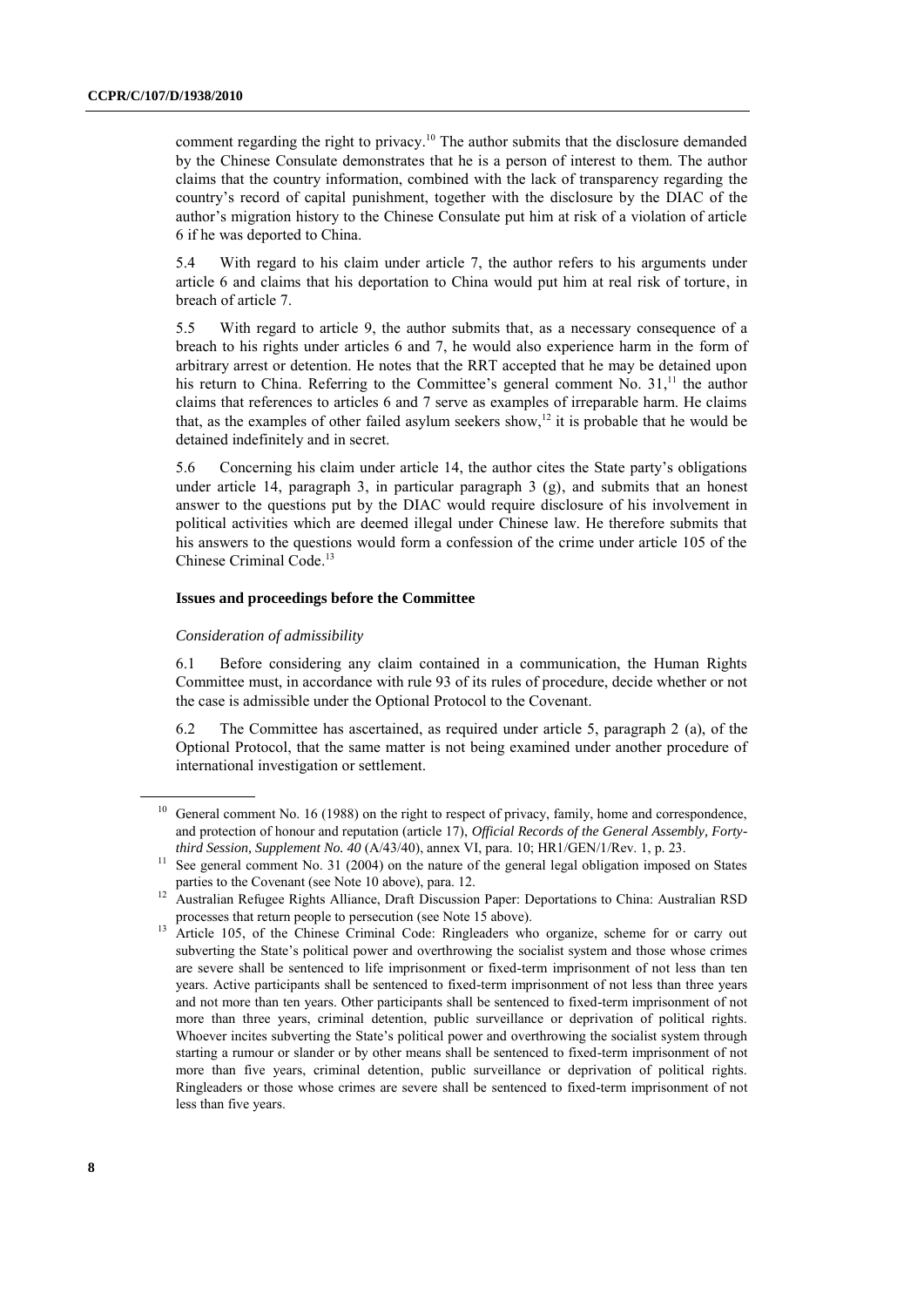comment regarding the right to privacy.[10] The author submits that the disclosure demanded by the Chinese Consulate demonstrates that he is a person of interest to them. The author claims that the country information, combined with the lack of transparency regarding the country's record of capital punishment, together with the disclosure by the DIAC of the author's migration history to the Chinese Consulate put him at risk of a violation of article 6 if he was deported to China.

5.4 With regard to his claim under article 7, the author refers to his arguments under article 6 and claims that his deportation to China would put him at real risk of torture, in breach of article 7.

5.5 With regard to article 9, the author submits that, as a necessary consequence of a breach to his rights under articles 6 and 7, he would also experience harm in the form of arbitrary arrest or detention. He notes that the RRT accepted that he may be detained upon his return to China. Referring to the Committee's general comment No. 31,[11] the author claims that references to articles 6 and 7 serve as examples of irreparable harm. He claims that, as the examples of other failed asylum seekers show,[12] it is probable that he would be detained indefinitely and in secret.

5.6 Concerning his claim under article 14, the author cites the State party's obligations under article 14, paragraph 3, in particular paragraph 3 (g), and submits that an honest answer to the questions put by the DIAC would require disclosure of his involvement in political activities which are deemed illegal under Chinese law. He therefore submits that his answers to the questions would form a confession of the crime under article 105 of the Chinese Criminal Code.[13]

### Issues and proceedings before the Committee

*Consideration of admissibility*

6.1 Before considering any claim contained in a communication, the Human Rights Committee must, in accordance with rule 93 of its rules of procedure, decide whether or not the case is admissible under the Optional Protocol to the Covenant.

6.2 The Committee has ascertained, as required under article 5, paragraph 2 (a), of the Optional Protocol, that the same matter is not being examined under another procedure of international investigation or settlement.

---

[10] General comment No. 16 (1988) on the right to respect of privacy, family, home and correspondence, and protection of honour and reputation (article 17), *Official Records of the General Assembly, Forty-third Session, Supplement No. 40* (A/43/40), annex VI, para. 10; HR1/GEN/1/Rev. 1, p. 23.

[11] See general comment No. 31 (2004) on the nature of the general legal obligation imposed on States parties to the Covenant (see Note 10 above), para. 12.

[12] Australian Refugee Rights Alliance, Draft Discussion Paper: Deportations to China: Australian RSD processes that return people to persecution (see Note 15 above).

[13] Article 105, of the Chinese Criminal Code: Ringleaders who organize, scheme for or carry out subverting the State's political power and overthrowing the socialist system and those whose crimes are severe shall be sentenced to life imprisonment or fixed-term imprisonment of not less than ten years. Active participants shall be sentenced to fixed-term imprisonment of not less than three years and not more than ten years. Other participants shall be sentenced to fixed-term imprisonment of not more than three years, criminal detention, public surveillance or deprivation of political rights. Whoever incites subverting the State's political power and overthrowing the socialist system through starting a rumour or slander or by other means shall be sentenced to fixed-term imprisonment of not more than five years, criminal detention, public surveillance or deprivation of political rights. Ringleaders or those whose crimes are severe shall be sentenced to fixed-term imprisonment of not less than five years.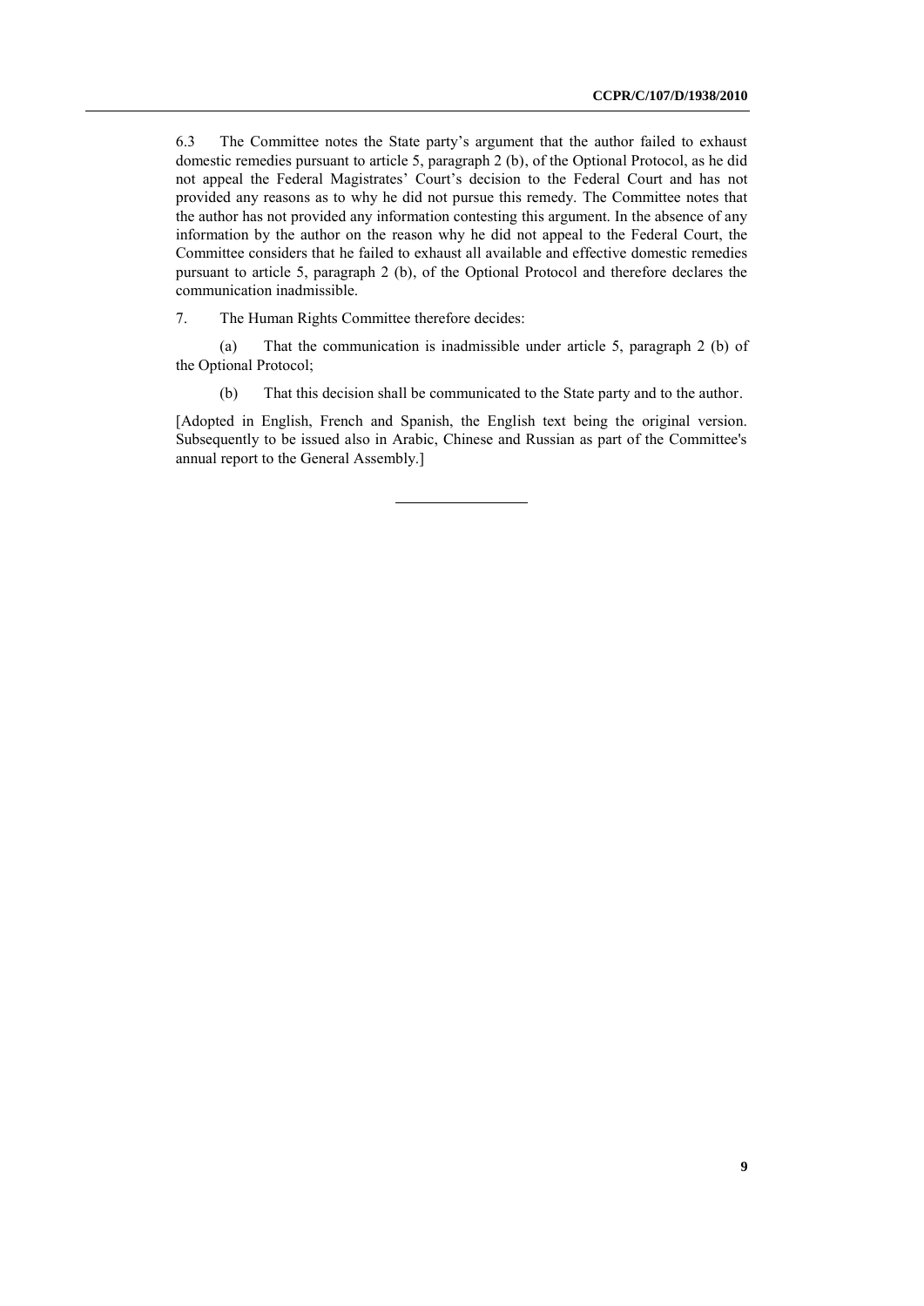6.3 The Committee notes the State party's argument that the author failed to exhaust domestic remedies pursuant to article 5, paragraph 2 (b), of the Optional Protocol, as he did not appeal the Federal Magistrates' Court's decision to the Federal Court and has not provided any reasons as to why he did not pursue this remedy. The Committee notes that the author has not provided any information contesting this argument. In the absence of any information by the author on the reason why he did not appeal to the Federal Court, the Committee considers that he failed to exhaust all available and effective domestic remedies pursuant to article 5, paragraph 2 (b), of the Optional Protocol and therefore declares the communication inadmissible.

7. The Human Rights Committee therefore decides:

(a) That the communication is inadmissible under article 5, paragraph 2 (b) of the Optional Protocol;

(b) That this decision shall be communicated to the State party and to the author.

[Adopted in English, French and Spanish, the English text being the original version. Subsequently to be issued also in Arabic, Chinese and Russian as part of the Committee's annual report to the General Assembly.]